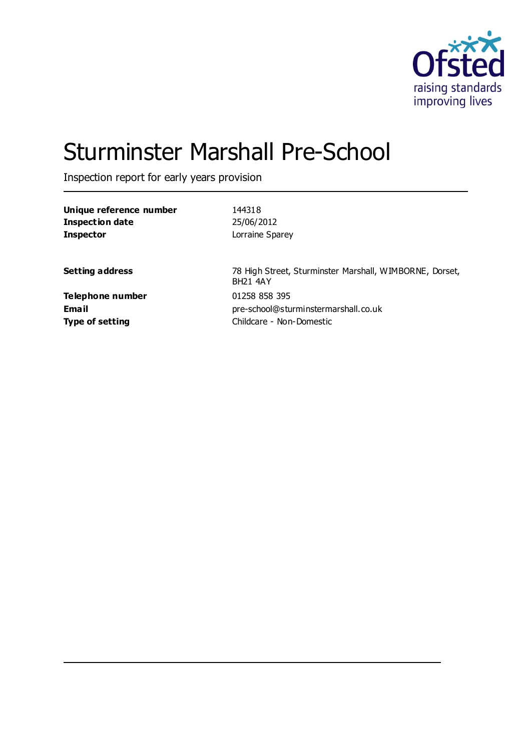# Sturminster Marshall Pre-School

Inspection report for early years provision

| | |
|---|---|
| **Unique reference number** | 144318 |
| **Inspection date** | 25/06/2012 |
| **Inspector** | Lorraine Sparey |

| | |
|---|---|
| **Setting address** | 78 High Street, Sturminster Marshall, WIMBORNE, Dorset, BH21 4AY |
| **Telephone number** | 01258 858 395 |
| **Email** | pre-school@sturminstermarshall.co.uk |
| **Type of setting** | Childcare - Non-Domestic |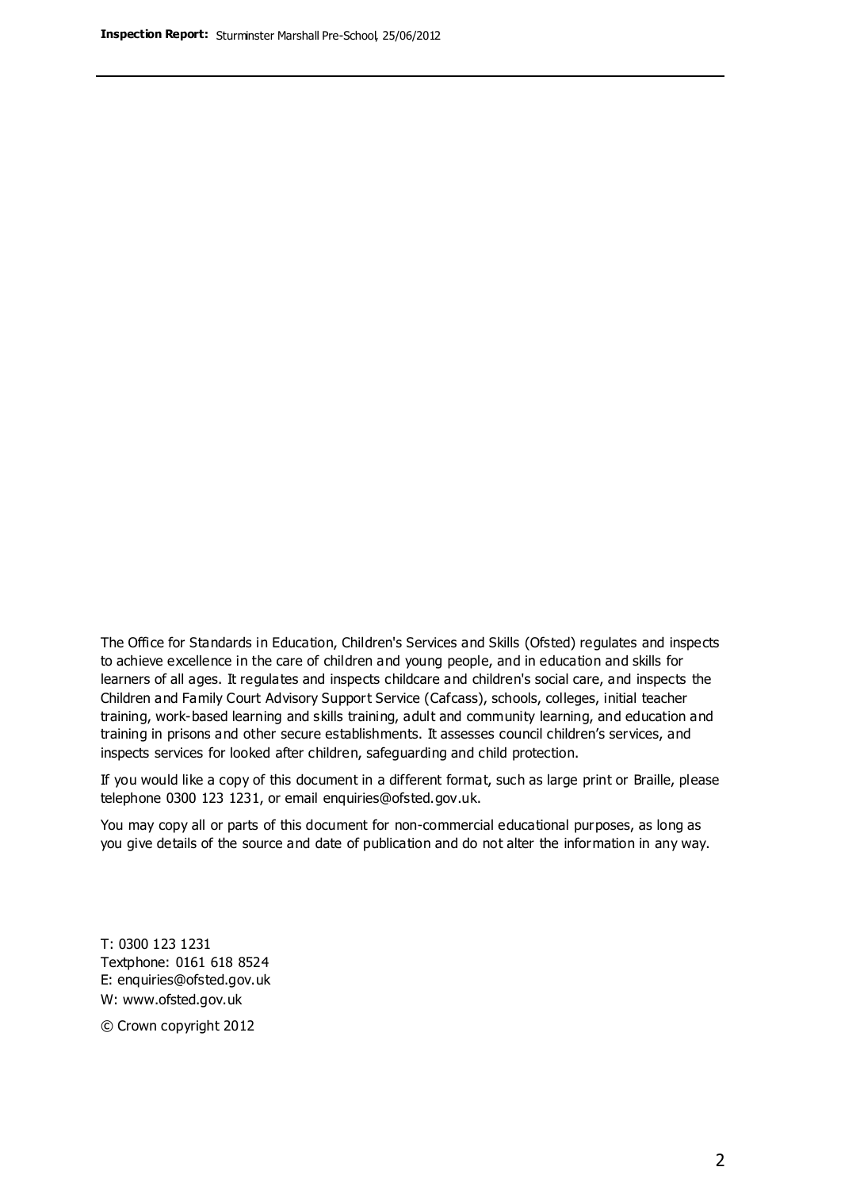The Office for Standards in Education, Children's Services and Skills (Ofsted) regulates and inspects to achieve excellence in the care of children and young people, and in education and skills for learners of all ages. It regulates and inspects childcare and children's social care, and inspects the Children and Family Court Advisory Support Service (Cafcass), schools, colleges, initial teacher training, work-based learning and skills training, adult and community learning, and education and training in prisons and other secure establishments. It assesses council children's services, and inspects services for looked after children, safeguarding and child protection.

If you would like a copy of this document in a different format, such as large print or Braille, please telephone 0300 123 1231, or email enquiries@ofsted.gov.uk.

You may copy all or parts of this document for non-commercial educational purposes, as long as you give details of the source and date of publication and do not alter the information in any way.

T: 0300 123 1231
Textphone: 0161 618 8524
E: enquiries@ofsted.gov.uk
W: www.ofsted.gov.uk

© Crown copyright 2012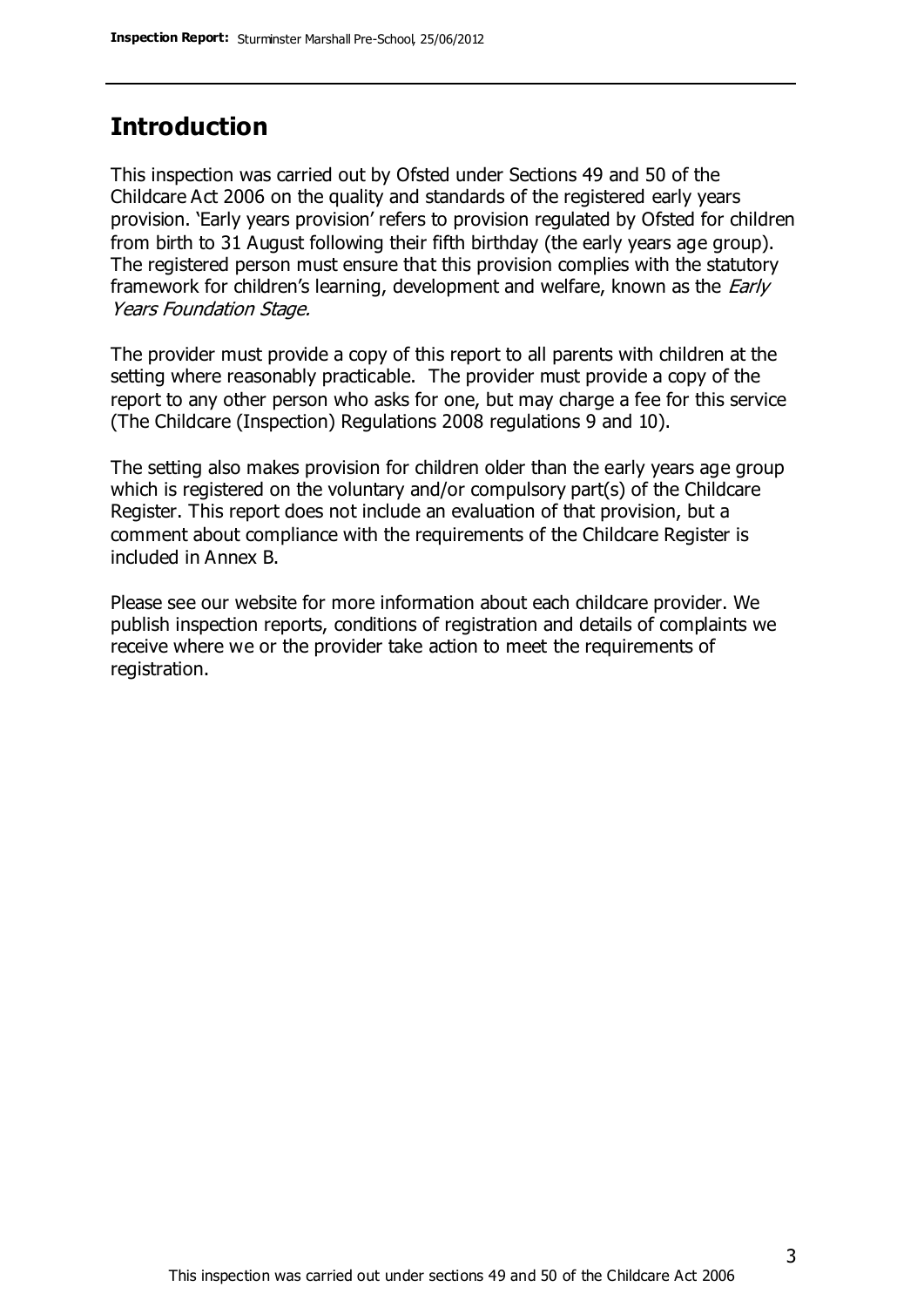## Introduction

This inspection was carried out by Ofsted under Sections 49 and 50 of the Childcare Act 2006 on the quality and standards of the registered early years provision. 'Early years provision' refers to provision regulated by Ofsted for children from birth to 31 August following their fifth birthday (the early years age group). The registered person must ensure that this provision complies with the statutory framework for children's learning, development and welfare, known as the *Early Years Foundation Stage.*

The provider must provide a copy of this report to all parents with children at the setting where reasonably practicable. The provider must provide a copy of the report to any other person who asks for one, but may charge a fee for this service (The Childcare (Inspection) Regulations 2008 regulations 9 and 10).

The setting also makes provision for children older than the early years age group which is registered on the voluntary and/or compulsory part(s) of the Childcare Register. This report does not include an evaluation of that provision, but a comment about compliance with the requirements of the Childcare Register is included in Annex B.

Please see our website for more information about each childcare provider. We publish inspection reports, conditions of registration and details of complaints we receive where we or the provider take action to meet the requirements of registration.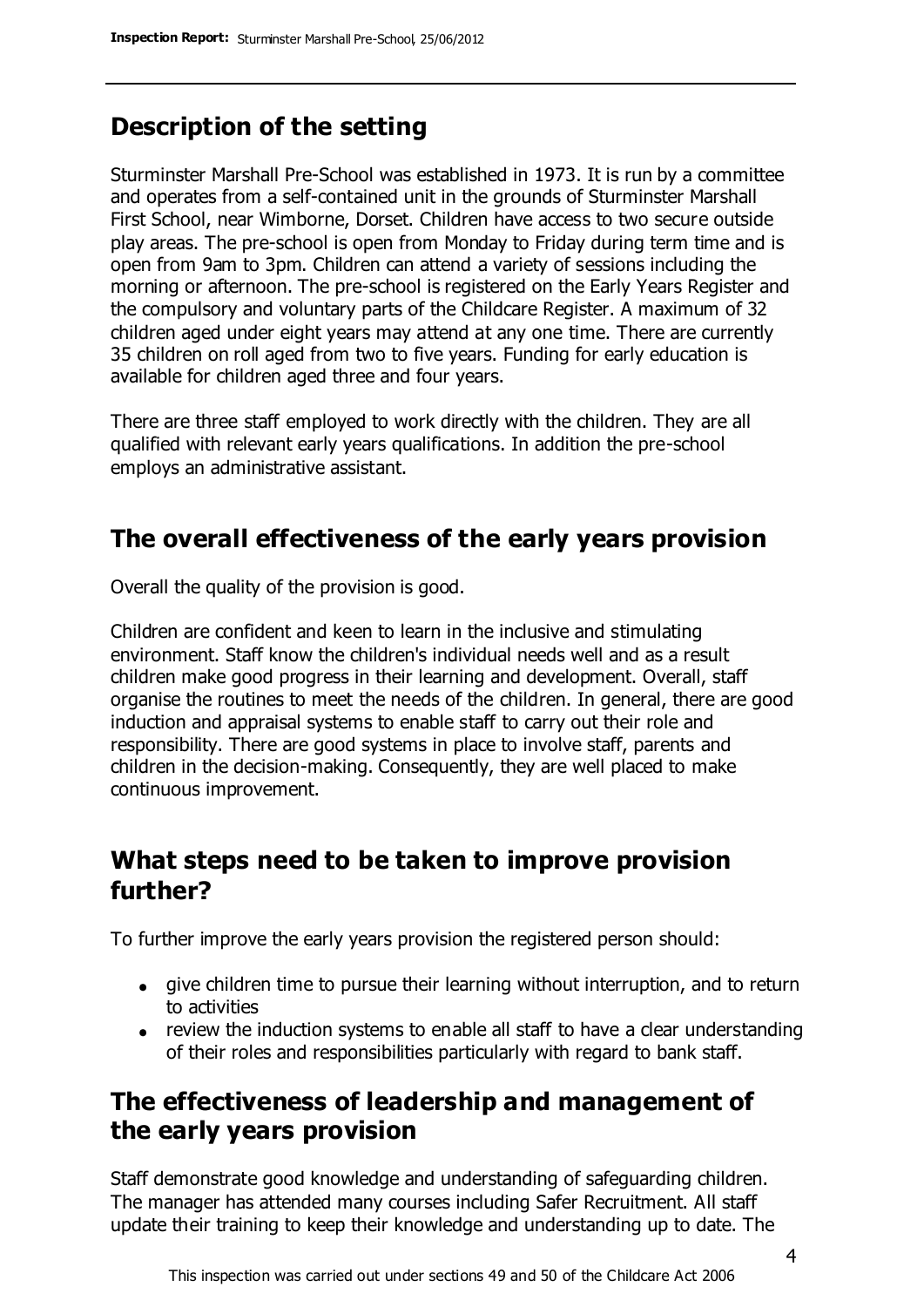## Description of the setting

Sturminster Marshall Pre-School was established in 1973. It is run by a committee and operates from a self-contained unit in the grounds of Sturminster Marshall First School, near Wimborne, Dorset. Children have access to two secure outside play areas. The pre-school is open from Monday to Friday during term time and is open from 9am to 3pm. Children can attend a variety of sessions including the morning or afternoon. The pre-school is registered on the Early Years Register and the compulsory and voluntary parts of the Childcare Register. A maximum of 32 children aged under eight years may attend at any one time. There are currently 35 children on roll aged from two to five years. Funding for early education is available for children aged three and four years.

There are three staff employed to work directly with the children. They are all qualified with relevant early years qualifications. In addition the pre-school employs an administrative assistant.

## The overall effectiveness of the early years provision

Overall the quality of the provision is good.

Children are confident and keen to learn in the inclusive and stimulating environment. Staff know the children's individual needs well and as a result children make good progress in their learning and development. Overall, staff organise the routines to meet the needs of the children. In general, there are good induction and appraisal systems to enable staff to carry out their role and responsibility. There are good systems in place to involve staff, parents and children in the decision-making. Consequently, they are well placed to make continuous improvement.

## What steps need to be taken to improve provision further?

To further improve the early years provision the registered person should:

- give children time to pursue their learning without interruption, and to return to activities
- review the induction systems to enable all staff to have a clear understanding of their roles and responsibilities particularly with regard to bank staff.

## The effectiveness of leadership and management of the early years provision

Staff demonstrate good knowledge and understanding of safeguarding children. The manager has attended many courses including Safer Recruitment. All staff update their training to keep their knowledge and understanding up to date. The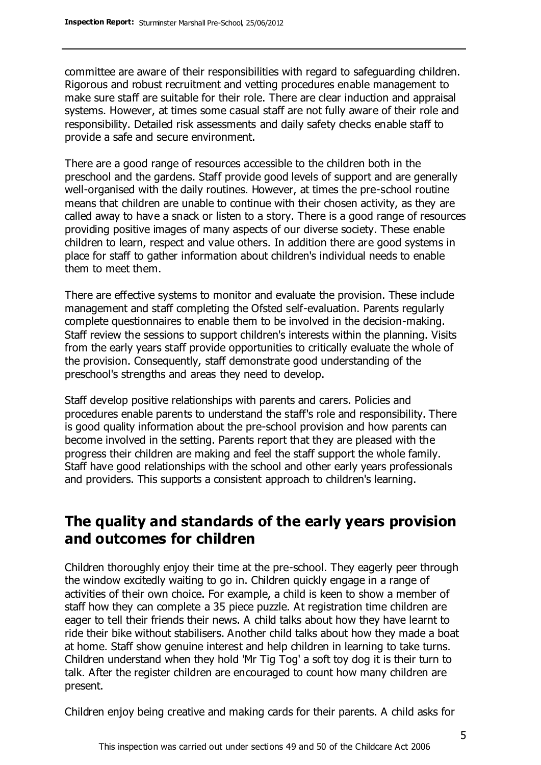committee are aware of their responsibilities with regard to safeguarding children. Rigorous and robust recruitment and vetting procedures enable management to make sure staff are suitable for their role. There are clear induction and appraisal systems. However, at times some casual staff are not fully aware of their role and responsibility. Detailed risk assessments and daily safety checks enable staff to provide a safe and secure environment.

There are a good range of resources accessible to the children both in the preschool and the gardens. Staff provide good levels of support and are generally well-organised with the daily routines. However, at times the pre-school routine means that children are unable to continue with their chosen activity, as they are called away to have a snack or listen to a story. There is a good range of resources providing positive images of many aspects of our diverse society. These enable children to learn, respect and value others. In addition there are good systems in place for staff to gather information about children's individual needs to enable them to meet them.

There are effective systems to monitor and evaluate the provision. These include management and staff completing the Ofsted self-evaluation. Parents regularly complete questionnaires to enable them to be involved in the decision-making. Staff review the sessions to support children's interests within the planning. Visits from the early years staff provide opportunities to critically evaluate the whole of the provision. Consequently, staff demonstrate good understanding of the preschool's strengths and areas they need to develop.

Staff develop positive relationships with parents and carers. Policies and procedures enable parents to understand the staff's role and responsibility. There is good quality information about the pre-school provision and how parents can become involved in the setting. Parents report that they are pleased with the progress their children are making and feel the staff support the whole family. Staff have good relationships with the school and other early years professionals and providers. This supports a consistent approach to children's learning.

## The quality and standards of the early years provision and outcomes for children

Children thoroughly enjoy their time at the pre-school. They eagerly peer through the window excitedly waiting to go in. Children quickly engage in a range of activities of their own choice. For example, a child is keen to show a member of staff how they can complete a 35 piece puzzle. At registration time children are eager to tell their friends their news. A child talks about how they have learnt to ride their bike without stabilisers. Another child talks about how they made a boat at home. Staff show genuine interest and help children in learning to take turns. Children understand when they hold 'Mr Tig Tog' a soft toy dog it is their turn to talk. After the register children are encouraged to count how many children are present.

Children enjoy being creative and making cards for their parents. A child asks for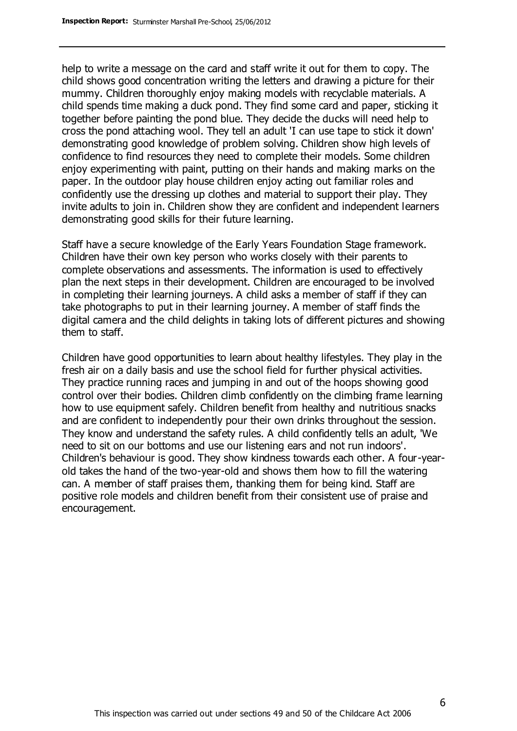help to write a message on the card and staff write it out for them to copy. The child shows good concentration writing the letters and drawing a picture for their mummy. Children thoroughly enjoy making models with recyclable materials. A child spends time making a duck pond. They find some card and paper, sticking it together before painting the pond blue. They decide the ducks will need help to cross the pond attaching wool. They tell an adult 'I can use tape to stick it down' demonstrating good knowledge of problem solving. Children show high levels of confidence to find resources they need to complete their models. Some children enjoy experimenting with paint, putting on their hands and making marks on the paper. In the outdoor play house children enjoy acting out familiar roles and confidently use the dressing up clothes and material to support their play. They invite adults to join in. Children show they are confident and independent learners demonstrating good skills for their future learning.

Staff have a secure knowledge of the Early Years Foundation Stage framework. Children have their own key person who works closely with their parents to complete observations and assessments. The information is used to effectively plan the next steps in their development. Children are encouraged to be involved in completing their learning journeys. A child asks a member of staff if they can take photographs to put in their learning journey. A member of staff finds the digital camera and the child delights in taking lots of different pictures and showing them to staff.

Children have good opportunities to learn about healthy lifestyles. They play in the fresh air on a daily basis and use the school field for further physical activities. They practice running races and jumping in and out of the hoops showing good control over their bodies. Children climb confidently on the climbing frame learning how to use equipment safely. Children benefit from healthy and nutritious snacks and are confident to independently pour their own drinks throughout the session. They know and understand the safety rules. A child confidently tells an adult, 'We need to sit on our bottoms and use our listening ears and not run indoors'. Children's behaviour is good. They show kindness towards each other. A four-year-old takes the hand of the two-year-old and shows them how to fill the watering can. A member of staff praises them, thanking them for being kind. Staff are positive role models and children benefit from their consistent use of praise and encouragement.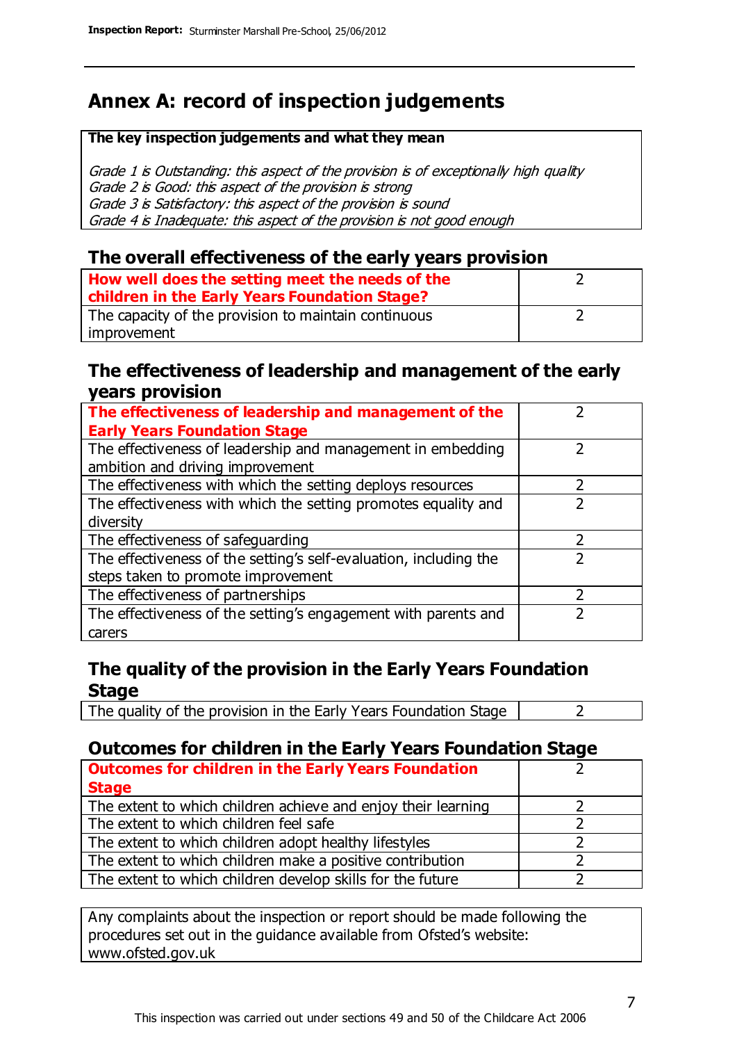# Annex A: record of inspection judgements

| The key inspection judgements and what they mean |
|---|
| *Grade 1 is Outstanding: this aspect of the provision is of exceptionally high quality*<br>*Grade 2 is Good: this aspect of the provision is strong*<br>*Grade 3 is Satisfactory: this aspect of the provision is sound*<br>*Grade 4 is Inadequate: this aspect of the provision is not good enough* |

## The overall effectiveness of the early years provision

| | |
|---|---|
| **How well does the setting meet the needs of the children in the Early Years Foundation Stage?** | 2 |
| The capacity of the provision to maintain continuous improvement | 2 |

## The effectiveness of leadership and management of the early years provision

| | |
|---|---|
| **The effectiveness of leadership and management of the Early Years Foundation Stage** | 2 |
| The effectiveness of leadership and management in embedding ambition and driving improvement | 2 |
| The effectiveness with which the setting deploys resources | 2 |
| The effectiveness with which the setting promotes equality and diversity | 2 |
| The effectiveness of safeguarding | 2 |
| The effectiveness of the setting's self-evaluation, including the steps taken to promote improvement | 2 |
| The effectiveness of partnerships | 2 |
| The effectiveness of the setting's engagement with parents and carers | 2 |

## The quality of the provision in the Early Years Foundation Stage

| | |
|---|---|
| The quality of the provision in the Early Years Foundation Stage | 2 |

## Outcomes for children in the Early Years Foundation Stage

| | |
|---|---|
| **Outcomes for children in the Early Years Foundation Stage** | 2 |
| The extent to which children achieve and enjoy their learning | 2 |
| The extent to which children feel safe | 2 |
| The extent to which children adopt healthy lifestyles | 2 |
| The extent to which children make a positive contribution | 2 |
| The extent to which children develop skills for the future | 2 |

Any complaints about the inspection or report should be made following the procedures set out in the guidance available from Ofsted's website: www.ofsted.gov.uk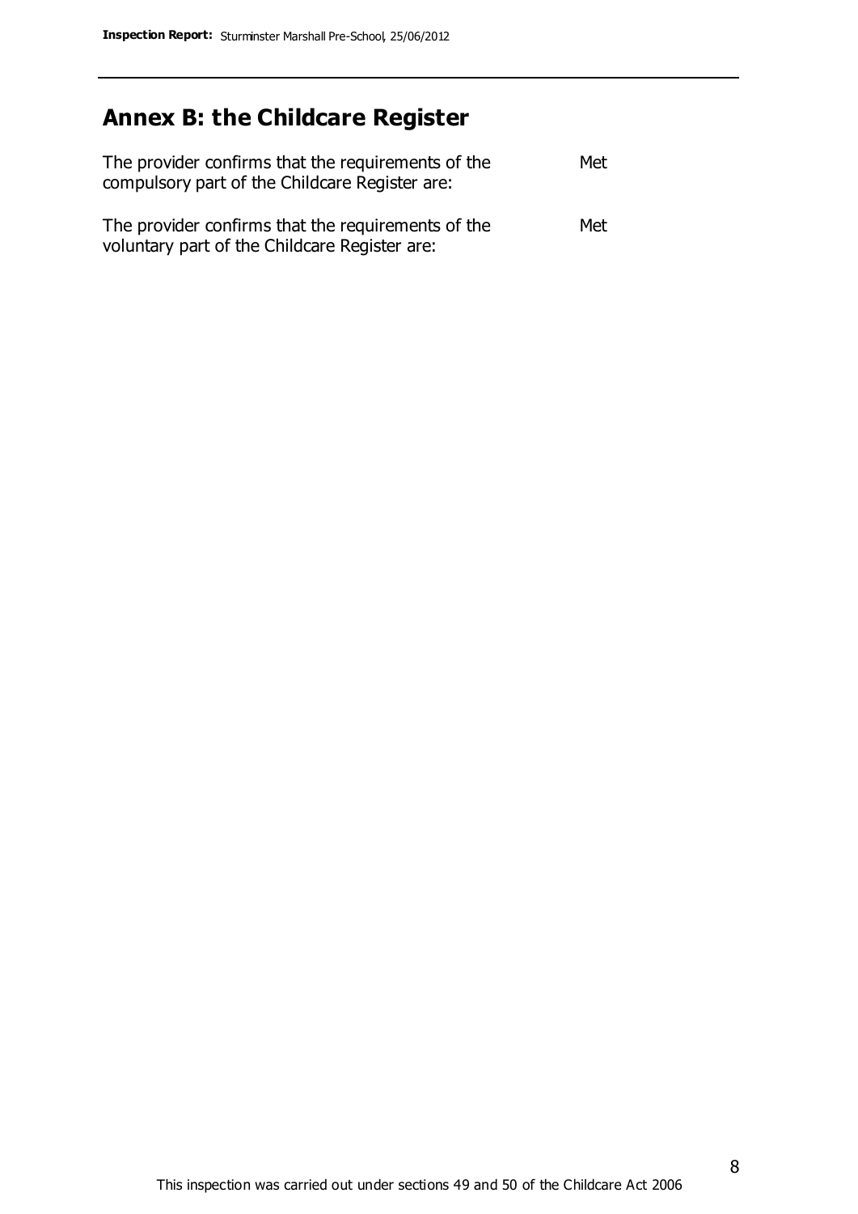## Annex B: the Childcare Register

| | |
|---|---|
| The provider confirms that the requirements of the compulsory part of the Childcare Register are: | Met |
| The provider confirms that the requirements of the voluntary part of the Childcare Register are: | Met |

This inspection was carried out under sections 49 and 50 of the Childcare Act 2006